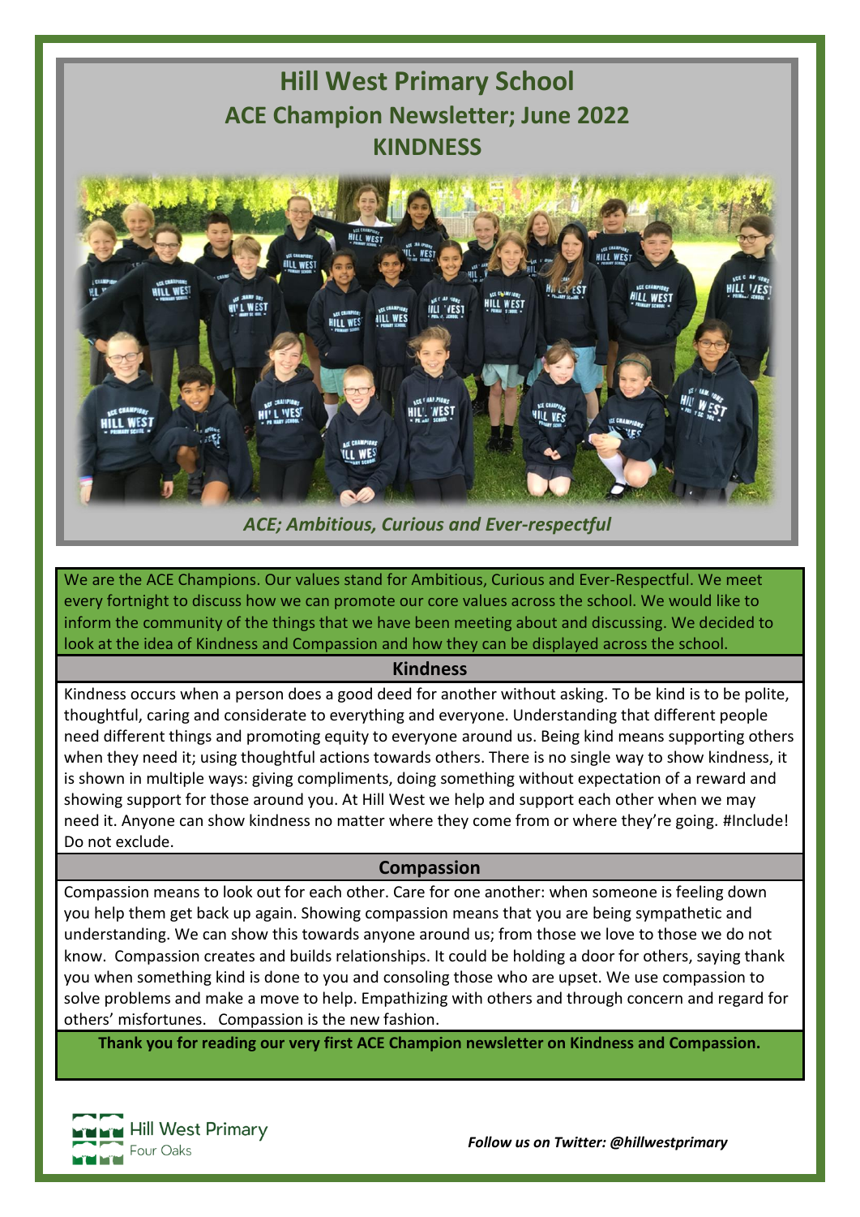# Hill West Primary School

## ACE Champion Newsletter; June 2022

## KINDNESS

*ACE; Ambitious, Curious and Ever-respectful*

We are the ACE Champions. Our values stand for Ambitious, Curious and Ever-Respectful. We meet every fortnight to discuss how we can promote our core values across the school. We would like to inform the community of the things that we have been meeting about and discussing. We decided to look at the idea of Kindness and Compassion and how they can be displayed across the school.

### Kindness

Kindness occurs when a person does a good deed for another without asking. To be kind is to be polite, thoughtful, caring and considerate to everything and everyone. Understanding that different people need different things and promoting equity to everyone around us. Being kind means supporting others when they need it; using thoughtful actions towards others. There is no single way to show kindness, it is shown in multiple ways: giving compliments, doing something without expectation of a reward and showing support for those around you. At Hill West we help and support each other when we may need it. Anyone can show kindness no matter where they come from or where they're going. #Include! Do not exclude.

### Compassion

Compassion means to look out for each other. Care for one another: when someone is feeling down you help them get back up again. Showing compassion means that you are being sympathetic and understanding. We can show this towards anyone around us; from those we love to those we do not know. Compassion creates and builds relationships. It could be holding a door for others, saying thank you when something kind is done to you and consoling those who are upset. We use compassion to solve problems and make a move to help. Empathizing with others and through concern and regard for others' misfortunes. Compassion is the new fashion.

**Thank you for reading our very first ACE Champion newsletter on Kindness and Compassion.**

Hill West Primary
Four Oaks

***Follow us on Twitter: @hillwestprimary***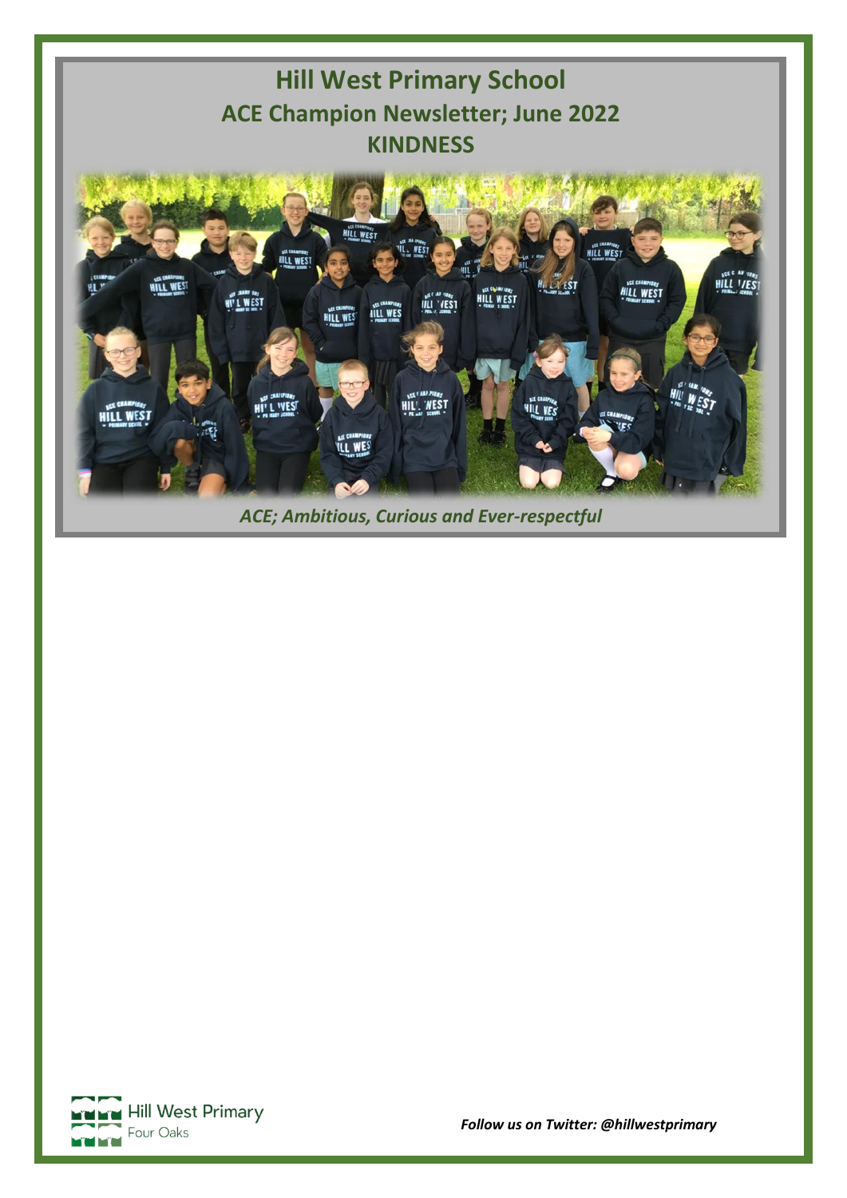# Hill West Primary School

## ACE Champion Newsletter; June 2022

## KINDNESS

*ACE; Ambitious, Curious and Ever-respectful*

Hill West Primary
Four Oaks

***Follow us on Twitter: @hillwestprimary***